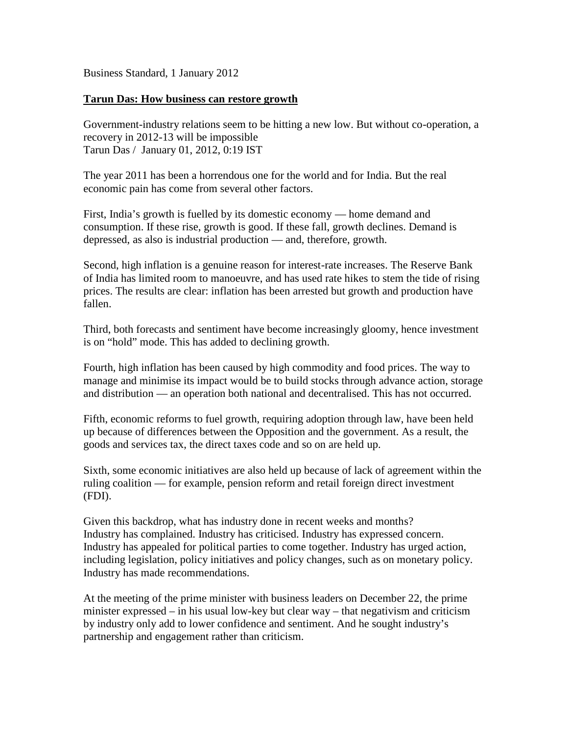Business Standard, 1 January 2012

## **Tarun Das: How business can restore growth**

Government-industry relations seem to be hitting a new low. But without co-operation, a recovery in 2012-13 will be impossible
Tarun Das / January 01, 2012, 0:19 IST

The year 2011 has been a horrendous one for the world and for India. But the real economic pain has come from several other factors.

First, India's growth is fuelled by its domestic economy — home demand and consumption. If these rise, growth is good. If these fall, growth declines. Demand is depressed, as also is industrial production — and, therefore, growth.

Second, high inflation is a genuine reason for interest-rate increases. The Reserve Bank of India has limited room to manoeuvre, and has used rate hikes to stem the tide of rising prices. The results are clear: inflation has been arrested but growth and production have fallen.

Third, both forecasts and sentiment have become increasingly gloomy, hence investment is on "hold" mode. This has added to declining growth.

Fourth, high inflation has been caused by high commodity and food prices. The way to manage and minimise its impact would be to build stocks through advance action, storage and distribution — an operation both national and decentralised. This has not occurred.

Fifth, economic reforms to fuel growth, requiring adoption through law, have been held up because of differences between the Opposition and the government. As a result, the goods and services tax, the direct taxes code and so on are held up.

Sixth, some economic initiatives are also held up because of lack of agreement within the ruling coalition — for example, pension reform and retail foreign direct investment (FDI).

Given this backdrop, what has industry done in recent weeks and months?
Industry has complained. Industry has criticised. Industry has expressed concern. Industry has appealed for political parties to come together. Industry has urged action, including legislation, policy initiatives and policy changes, such as on monetary policy. Industry has made recommendations.

At the meeting of the prime minister with business leaders on December 22, the prime minister expressed – in his usual low-key but clear way – that negativism and criticism by industry only add to lower confidence and sentiment. And he sought industry's partnership and engagement rather than criticism.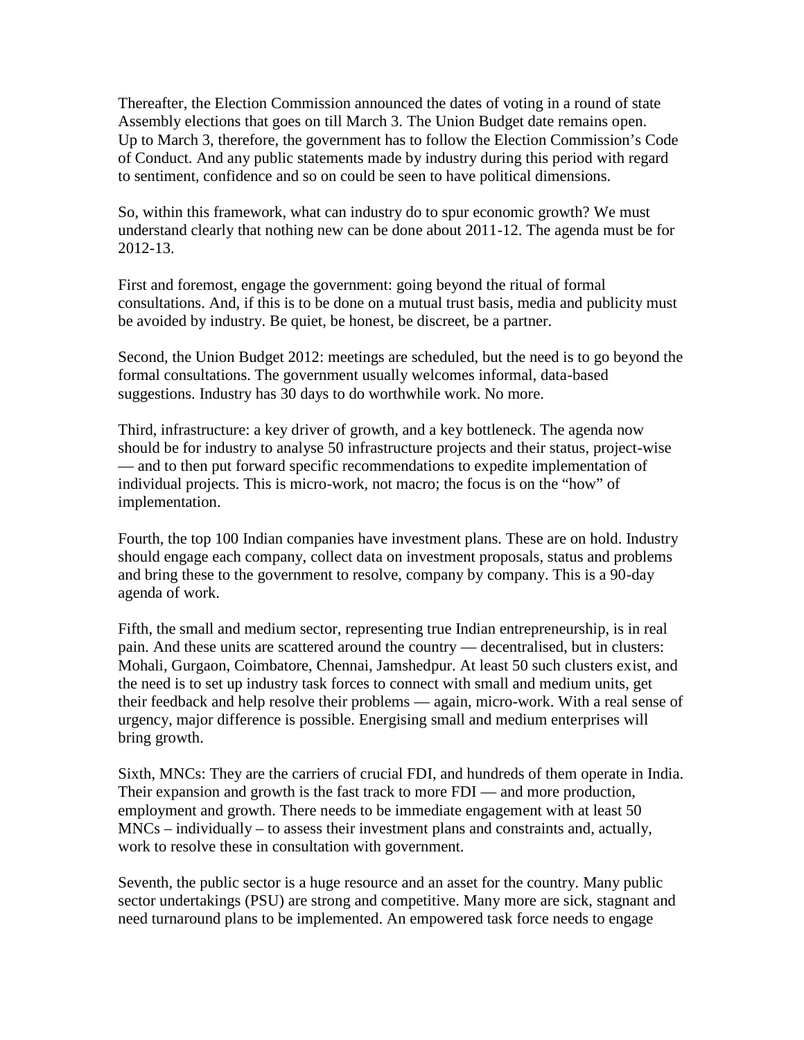Thereafter, the Election Commission announced the dates of voting in a round of state Assembly elections that goes on till March 3. The Union Budget date remains open. Up to March 3, therefore, the government has to follow the Election Commission's Code of Conduct. And any public statements made by industry during this period with regard to sentiment, confidence and so on could be seen to have political dimensions.

So, within this framework, what can industry do to spur economic growth? We must understand clearly that nothing new can be done about 2011-12. The agenda must be for 2012-13.

First and foremost, engage the government: going beyond the ritual of formal consultations. And, if this is to be done on a mutual trust basis, media and publicity must be avoided by industry. Be quiet, be honest, be discreet, be a partner.

Second, the Union Budget 2012: meetings are scheduled, but the need is to go beyond the formal consultations. The government usually welcomes informal, data-based suggestions. Industry has 30 days to do worthwhile work. No more.

Third, infrastructure: a key driver of growth, and a key bottleneck. The agenda now should be for industry to analyse 50 infrastructure projects and their status, project-wise — and to then put forward specific recommendations to expedite implementation of individual projects. This is micro-work, not macro; the focus is on the "how" of implementation.

Fourth, the top 100 Indian companies have investment plans. These are on hold. Industry should engage each company, collect data on investment proposals, status and problems and bring these to the government to resolve, company by company. This is a 90-day agenda of work.

Fifth, the small and medium sector, representing true Indian entrepreneurship, is in real pain. And these units are scattered around the country — decentralised, but in clusters: Mohali, Gurgaon, Coimbatore, Chennai, Jamshedpur. At least 50 such clusters exist, and the need is to set up industry task forces to connect with small and medium units, get their feedback and help resolve their problems — again, micro-work. With a real sense of urgency, major difference is possible. Energising small and medium enterprises will bring growth.

Sixth, MNCs: They are the carriers of crucial FDI, and hundreds of them operate in India. Their expansion and growth is the fast track to more FDI — and more production, employment and growth. There needs to be immediate engagement with at least 50 MNCs – individually – to assess their investment plans and constraints and, actually, work to resolve these in consultation with government.

Seventh, the public sector is a huge resource and an asset for the country. Many public sector undertakings (PSU) are strong and competitive. Many more are sick, stagnant and need turnaround plans to be implemented. An empowered task force needs to engage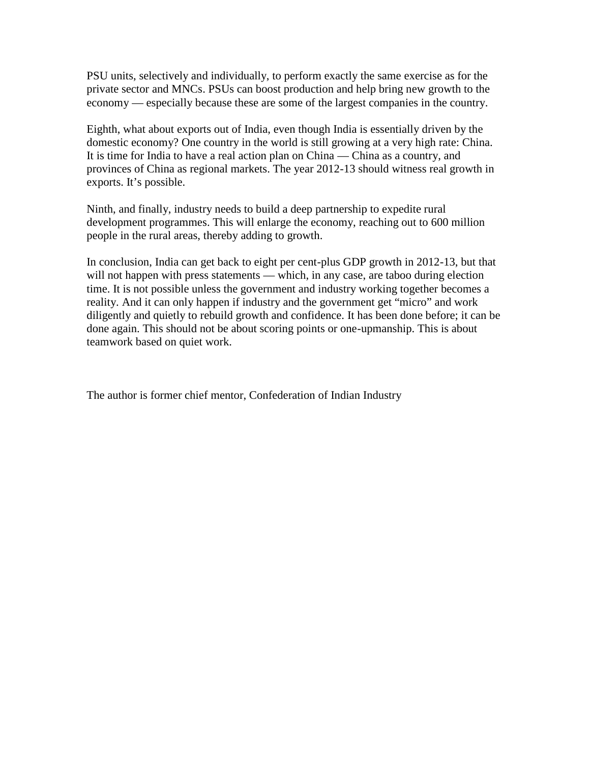PSU units, selectively and individually, to perform exactly the same exercise as for the private sector and MNCs. PSUs can boost production and help bring new growth to the economy — especially because these are some of the largest companies in the country.

Eighth, what about exports out of India, even though India is essentially driven by the domestic economy? One country in the world is still growing at a very high rate: China. It is time for India to have a real action plan on China — China as a country, and provinces of China as regional markets. The year 2012-13 should witness real growth in exports. It's possible.

Ninth, and finally, industry needs to build a deep partnership to expedite rural development programmes. This will enlarge the economy, reaching out to 600 million people in the rural areas, thereby adding to growth.

In conclusion, India can get back to eight per cent-plus GDP growth in 2012-13, but that will not happen with press statements — which, in any case, are taboo during election time. It is not possible unless the government and industry working together becomes a reality. And it can only happen if industry and the government get "micro" and work diligently and quietly to rebuild growth and confidence. It has been done before; it can be done again. This should not be about scoring points or one-upmanship. This is about teamwork based on quiet work.

The author is former chief mentor, Confederation of Indian Industry